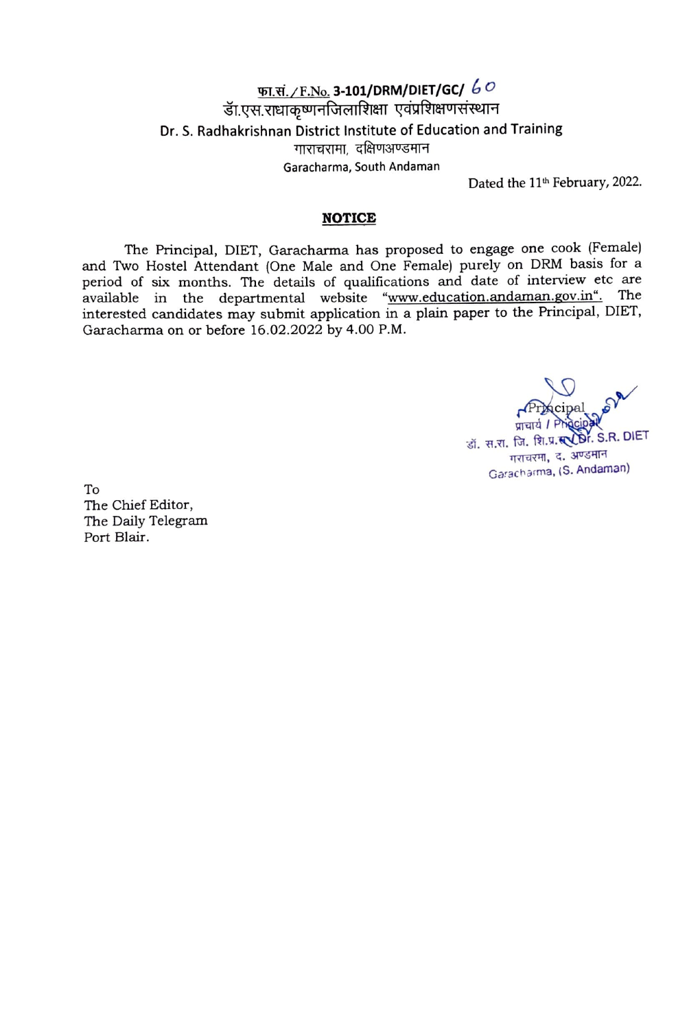फा.सं. / F.No. 3-101/DRM/DIET/GC/ 60

डॉ.एस.राधाकृष्णनजिलाशिक्षा एवंप्रशिक्षणसंस्थान

Dr. S. Radhakrishnan District Institute of Education and Training

गाराचरामा, दक्षिणअण्डमान

Garacharma, South Andaman

Dated the 11th February, 2022.

**NOTICE**

The Principal, DIET, Garacharma has proposed to engage one cook (Female) and Two Hostel Attendant (One Male and One Female) purely on DRM basis for a period of six months. The details of qualifications and date of interview etc are available in the departmental website "www.education.andaman.gov.in". The interested candidates may submit application in a plain paper to the Principal, DIET, Garacharma on or before 16.02.2022 by 4.00 P.M.

Principal

प्राचार्य / Principal

डॉ. स.रा. जि. शि.प्र.सं / Dr. S.R. DIET

गराचरमा, द. अण्डमान

Garacharma, (S. Andaman)

To

The Chief Editor,

The Daily Telegram

Port Blair.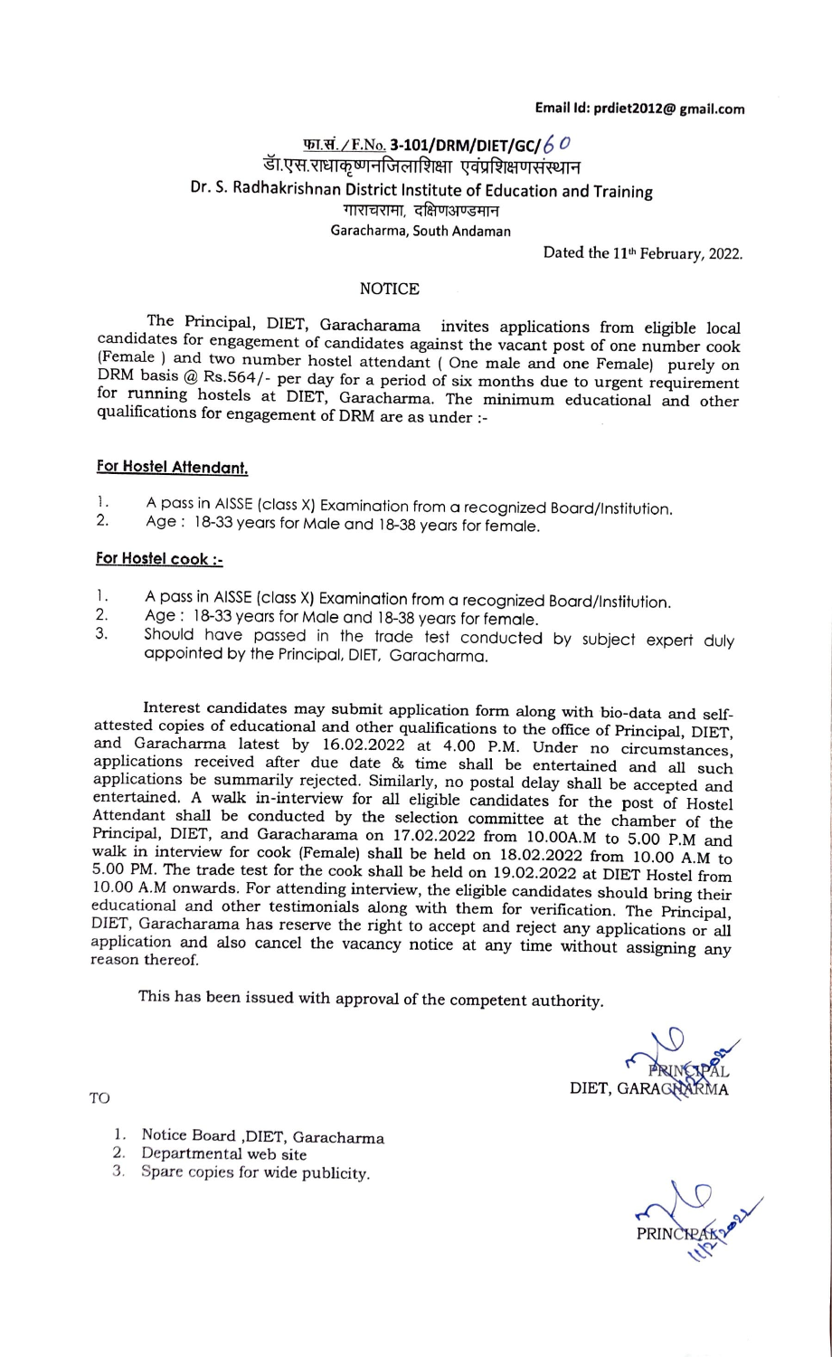Email Id: prdiet2012@ gmail.com

फा.सं. / F.No. 3-101/DRM/DIET/GC/60
डॉ.एस.राधाकृष्णनजिलाशिक्षा एवंप्रशिक्षणसंस्थान
Dr. S. Radhakrishnan District Institute of Education and Training
गाराचरामा, दक्षिणअण्डमान
Garacharma, South Andaman

Dated the 11th February, 2022.

## NOTICE

The Principal, DIET, Garacharama invites applications from eligible local candidates for engagement of candidates against the vacant post of one number cook (Female ) and two number hostel attendant ( One male and one Female) purely on DRM basis @ Rs.564/- per day for a period of six months due to urgent requirement for running hostels at DIET, Garacharma. The minimum educational and other qualifications for engagement of DRM are as under :-

### For Hostel Attendant.

1. A pass in AISSE (class X) Examination from a recognized Board/Institution.
2. Age : 18-33 years for Male and 18-38 years for female.

### For Hostel cook :-

1. A pass in AISSE (class X) Examination from a recognized Board/Institution.
2. Age : 18-33 years for Male and 18-38 years for female.
3. Should have passed in the trade test conducted by subject expert duly appointed by the Principal, DIET, Garacharma.

Interest candidates may submit application form along with bio-data and self-attested copies of educational and other qualifications to the office of Principal, DIET, and Garacharma latest by 16.02.2022 at 4.00 P.M. Under no circumstances, applications received after due date & time shall be entertained and all such applications be summarily rejected. Similarly, no postal delay shall be accepted and entertained. A walk in-interview for all eligible candidates for the post of Hostel Attendant shall be conducted by the selection committee at the chamber of the Principal, DIET, and Garacharama on 17.02.2022 from 10.00A.M to 5.00 P.M and walk in interview for cook (Female) shall be held on 18.02.2022 from 10.00 A.M to 5.00 PM. The trade test for the cook shall be held on 19.02.2022 at DIET Hostel from 10.00 A.M onwards. For attending interview, the eligible candidates should bring their educational and other testimonials along with them for verification. The Principal, DIET, Garacharama has reserve the right to accept and reject any applications or all application and also cancel the vacancy notice at any time without assigning any reason thereof.

This has been issued with approval of the competent authority.

PRINCIPAL
DIET, GARACHARMA

TO

1. Notice Board ,DIET, Garacharma
2. Departmental web site
3. Spare copies for wide publicity.

PRINCIPAL